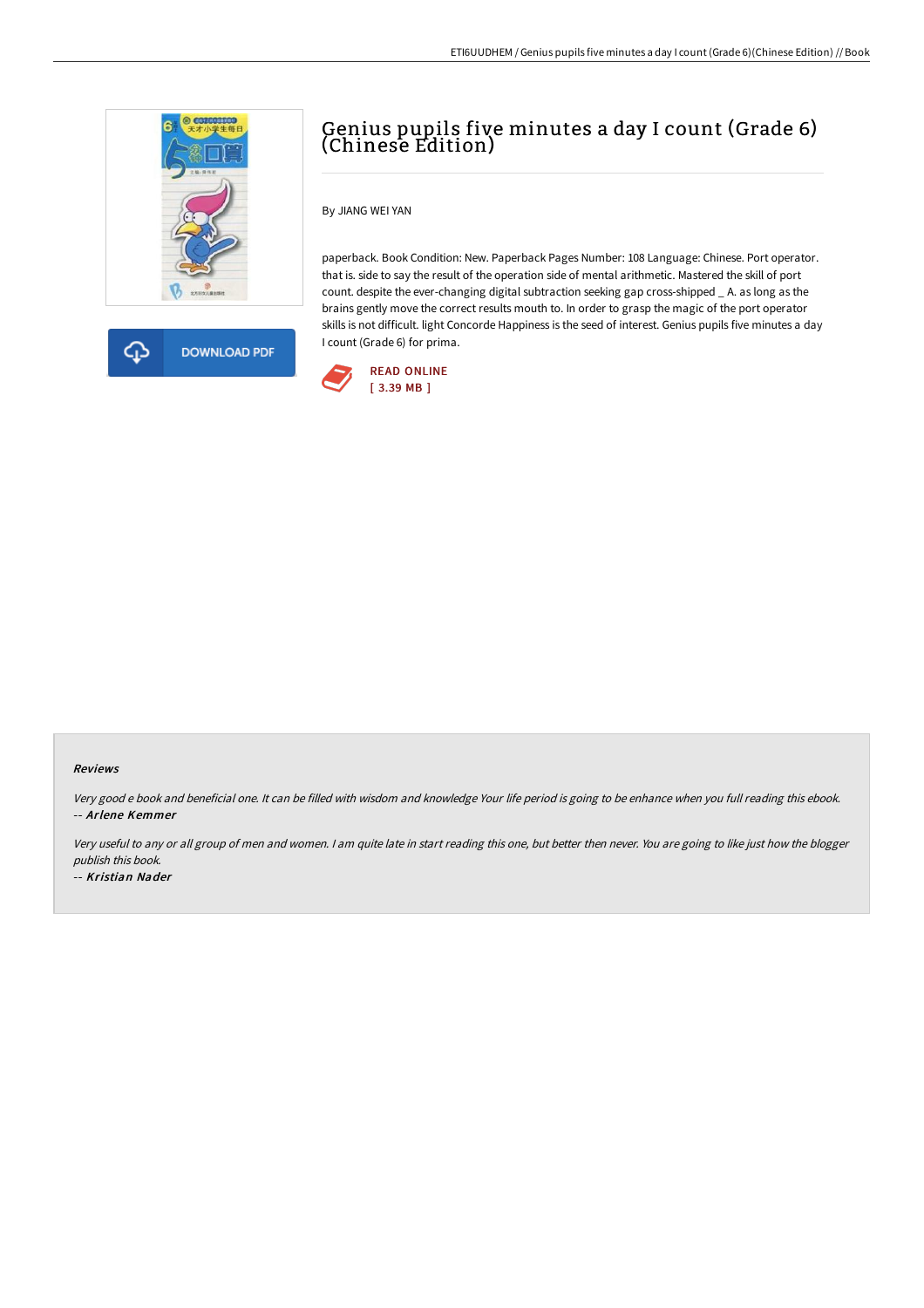# Genius pupils five minutes a day I count (Grade 6) (Chinese Edition)

By JIANG WEI YAN

paperback. Book Condition: New. Paperback Pages Number: 108 Language: Chinese. Port operator. that is. side to say the result of the operation side of mental arithmetic. Mastered the skill of port count. despite the ever-changing digital subtraction seeking gap cross-shipped _ A. as long as the brains gently move the correct results mouth to. In order to grasp the magic of the port operator skills is not difficult. light Concorde Happiness is the seed of interest. Genius pupils five minutes a day I count (Grade 6) for prima.

DOWNLOAD PDF

READ ONLINE
[ 3.39 MB ]

## Reviews

*Very good e book and beneficial one. It can be filled with wisdom and knowledge Your life period is going to be enhance when you full reading this ebook.*
-- ***Arlene Kemmer***

*Very useful to any or all group of men and women. I am quite late in start reading this one, but better then never. You are going to like just how the blogger publish this book.*
-- ***Kristian Nader***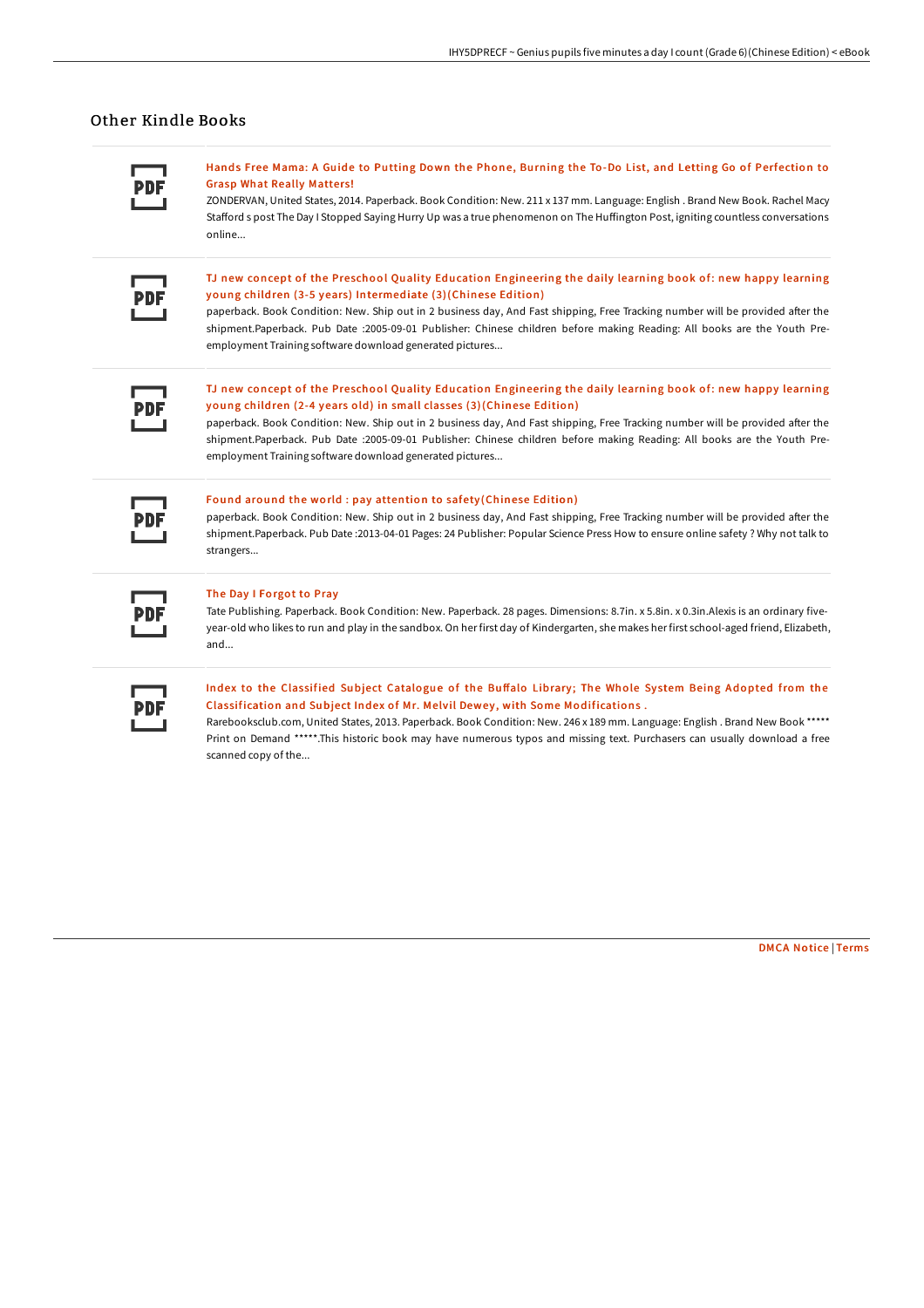## Other Kindle Books

**Hands Free Mama: A Guide to Putting Down the Phone, Burning the To-Do List, and Letting Go of Perfection to Grasp What Really Matters!**

ZONDERVAN, United States, 2014. Paperback. Book Condition: New. 211 x 137 mm. Language: English . Brand New Book. Rachel Macy Stafford s post The Day I Stopped Saying Hurry Up was a true phenomenon on The Huffington Post, igniting countless conversations online...

**TJ new concept of the Preschool Quality Education Engineering the daily learning book of: new happy learning young children (3-5 years) Intermediate (3)(Chinese Edition)**

paperback. Book Condition: New. Ship out in 2 business day, And Fast shipping, Free Tracking number will be provided after the shipment.Paperback. Pub Date :2005-09-01 Publisher: Chinese children before making Reading: All books are the Youth Pre-employment Training software download generated pictures...

**TJ new concept of the Preschool Quality Education Engineering the daily learning book of: new happy learning young children (2-4 years old) in small classes (3)(Chinese Edition)**

paperback. Book Condition: New. Ship out in 2 business day, And Fast shipping, Free Tracking number will be provided after the shipment.Paperback. Pub Date :2005-09-01 Publisher: Chinese children before making Reading: All books are the Youth Pre-employment Training software download generated pictures...

**Found around the world : pay attention to safety(Chinese Edition)**

paperback. Book Condition: New. Ship out in 2 business day, And Fast shipping, Free Tracking number will be provided after the shipment.Paperback. Pub Date :2013-04-01 Pages: 24 Publisher: Popular Science Press How to ensure online safety ? Why not talk to strangers...

**The Day I Forgot to Pray**

Tate Publishing. Paperback. Book Condition: New. Paperback. 28 pages. Dimensions: 8.7in. x 5.8in. x 0.3in.Alexis is an ordinary five-year-old who likes to run and play in the sandbox. On her first day of Kindergarten, she makes her first school-aged friend, Elizabeth, and...

**Index to the Classified Subject Catalogue of the Buffalo Library; The Whole System Being Adopted from the Classification and Subject Index of Mr. Melvil Dewey, with Some Modifications .**

Rarebooksclub.com, United States, 2013. Paperback. Book Condition: New. 246 x 189 mm. Language: English . Brand New Book ***** Print on Demand *****.This historic book may have numerous typos and missing text. Purchasers can usually download a free scanned copy of the...